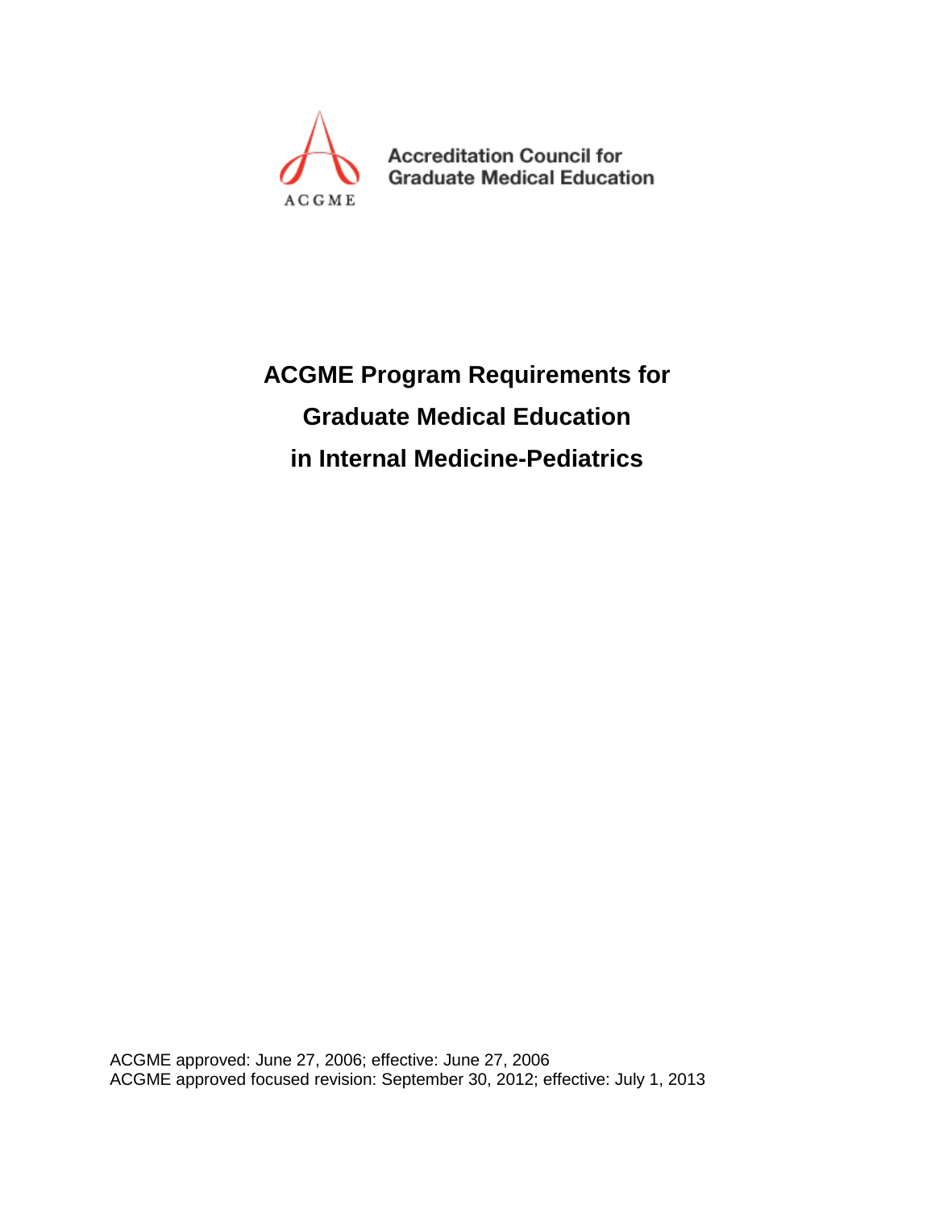ACGME

Accreditation Council for Graduate Medical Education

# ACGME Program Requirements for Graduate Medical Education in Internal Medicine-Pediatrics

ACGME approved: June 27, 2006; effective: June 27, 2006
ACGME approved focused revision: September 30, 2012; effective: July 1, 2013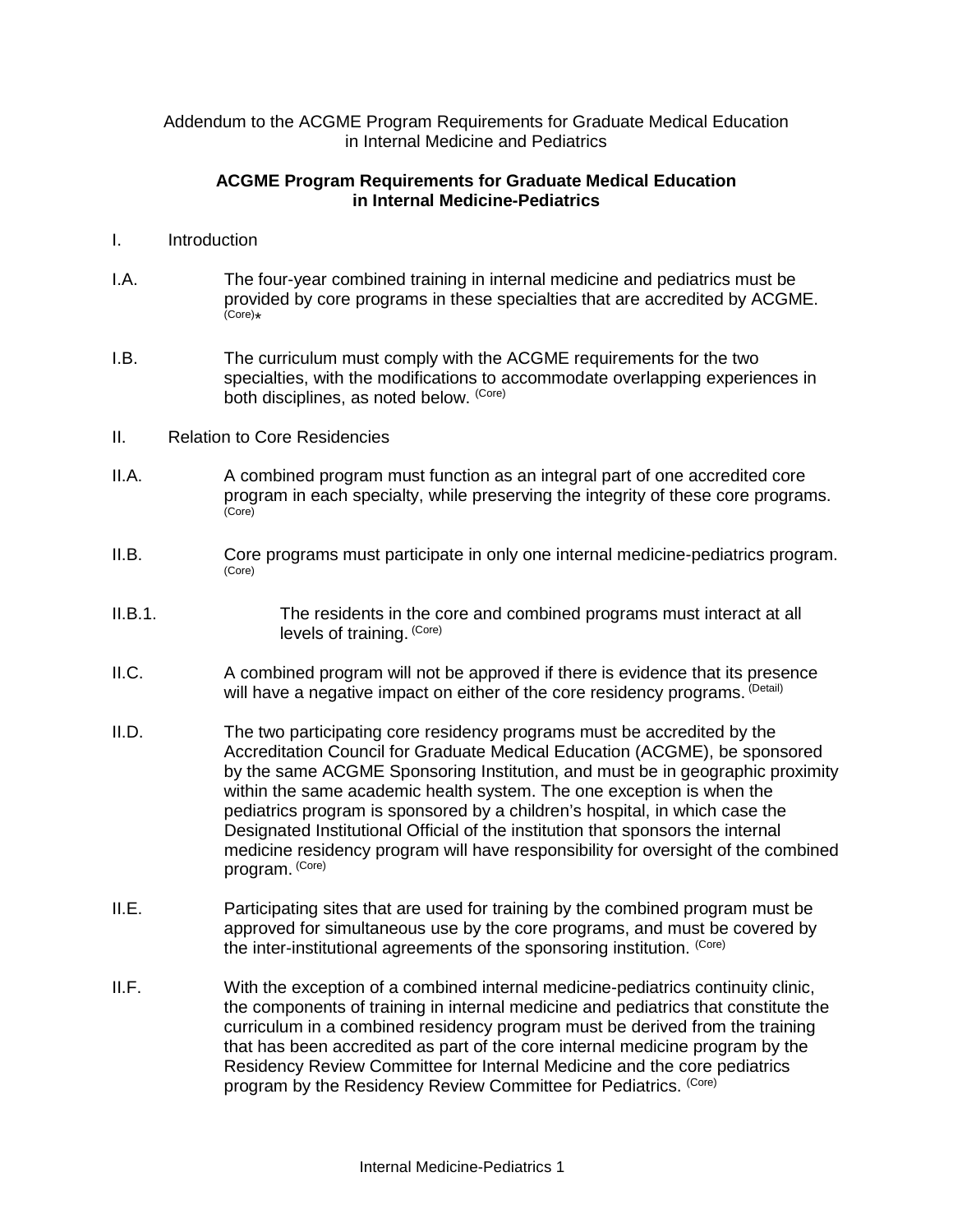Addendum to the ACGME Program Requirements for Graduate Medical Education in Internal Medicine and Pediatrics

**ACGME Program Requirements for Graduate Medical Education in Internal Medicine-Pediatrics**

I. Introduction

I.A. The four-year combined training in internal medicine and pediatrics must be provided by core programs in these specialties that are accredited by ACGME. (Core)*

I.B. The curriculum must comply with the ACGME requirements for the two specialties, with the modifications to accommodate overlapping experiences in both disciplines, as noted below. (Core)

II. Relation to Core Residencies

II.A. A combined program must function as an integral part of one accredited core program in each specialty, while preserving the integrity of these core programs. (Core)

II.B. Core programs must participate in only one internal medicine-pediatrics program. (Core)

II.B.1. The residents in the core and combined programs must interact at all levels of training. (Core)

II.C. A combined program will not be approved if there is evidence that its presence will have a negative impact on either of the core residency programs. (Detail)

II.D. The two participating core residency programs must be accredited by the Accreditation Council for Graduate Medical Education (ACGME), be sponsored by the same ACGME Sponsoring Institution, and must be in geographic proximity within the same academic health system. The one exception is when the pediatrics program is sponsored by a children's hospital, in which case the Designated Institutional Official of the institution that sponsors the internal medicine residency program will have responsibility for oversight of the combined program. (Core)

II.E. Participating sites that are used for training by the combined program must be approved for simultaneous use by the core programs, and must be covered by the inter-institutional agreements of the sponsoring institution. (Core)

II.F. With the exception of a combined internal medicine-pediatrics continuity clinic, the components of training in internal medicine and pediatrics that constitute the curriculum in a combined residency program must be derived from the training that has been accredited as part of the core internal medicine program by the Residency Review Committee for Internal Medicine and the core pediatrics program by the Residency Review Committee for Pediatrics. (Core)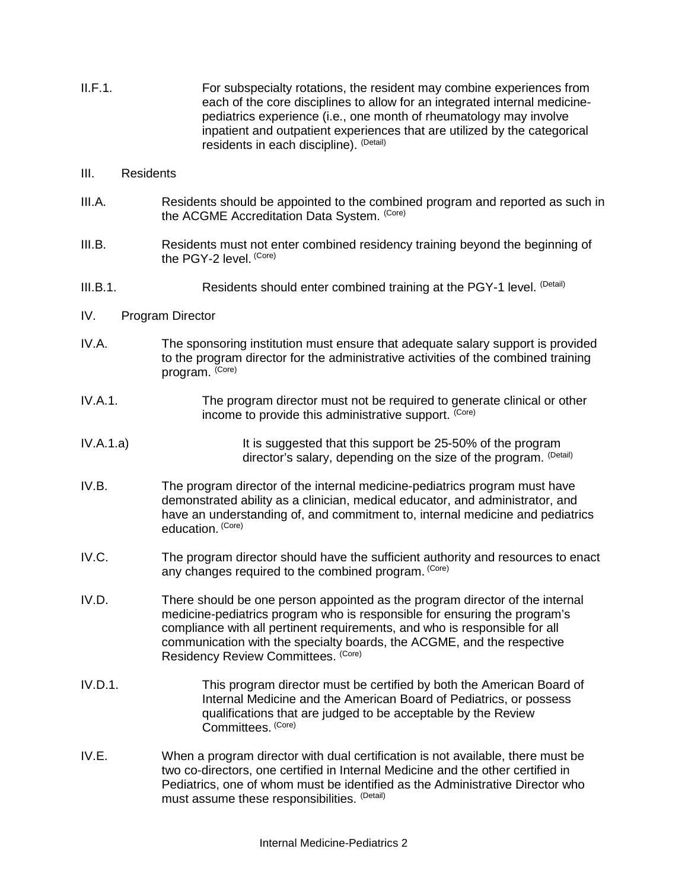II.F.1. For subspecialty rotations, the resident may combine experiences from each of the core disciplines to allow for an integrated internal medicine-pediatrics experience (i.e., one month of rheumatology may involve inpatient and outpatient experiences that are utilized by the categorical residents in each discipline). (Detail)

## III. Residents

III.A. Residents should be appointed to the combined program and reported as such in the ACGME Accreditation Data System. (Core)

III.B. Residents must not enter combined residency training beyond the beginning of the PGY-2 level. (Core)

III.B.1. Residents should enter combined training at the PGY-1 level. (Detail)

## IV. Program Director

IV.A. The sponsoring institution must ensure that adequate salary support is provided to the program director for the administrative activities of the combined training program. (Core)

IV.A.1. The program director must not be required to generate clinical or other income to provide this administrative support. (Core)

IV.A.1.a) It is suggested that this support be 25-50% of the program director's salary, depending on the size of the program. (Detail)

IV.B. The program director of the internal medicine-pediatrics program must have demonstrated ability as a clinician, medical educator, and administrator, and have an understanding of, and commitment to, internal medicine and pediatrics education. (Core)

IV.C. The program director should have the sufficient authority and resources to enact any changes required to the combined program. (Core)

IV.D. There should be one person appointed as the program director of the internal medicine-pediatrics program who is responsible for ensuring the program's compliance with all pertinent requirements, and who is responsible for all communication with the specialty boards, the ACGME, and the respective Residency Review Committees. (Core)

IV.D.1. This program director must be certified by both the American Board of Internal Medicine and the American Board of Pediatrics, or possess qualifications that are judged to be acceptable by the Review Committees. (Core)

IV.E. When a program director with dual certification is not available, there must be two co-directors, one certified in Internal Medicine and the other certified in Pediatrics, one of whom must be identified as the Administrative Director who must assume these responsibilities. (Detail)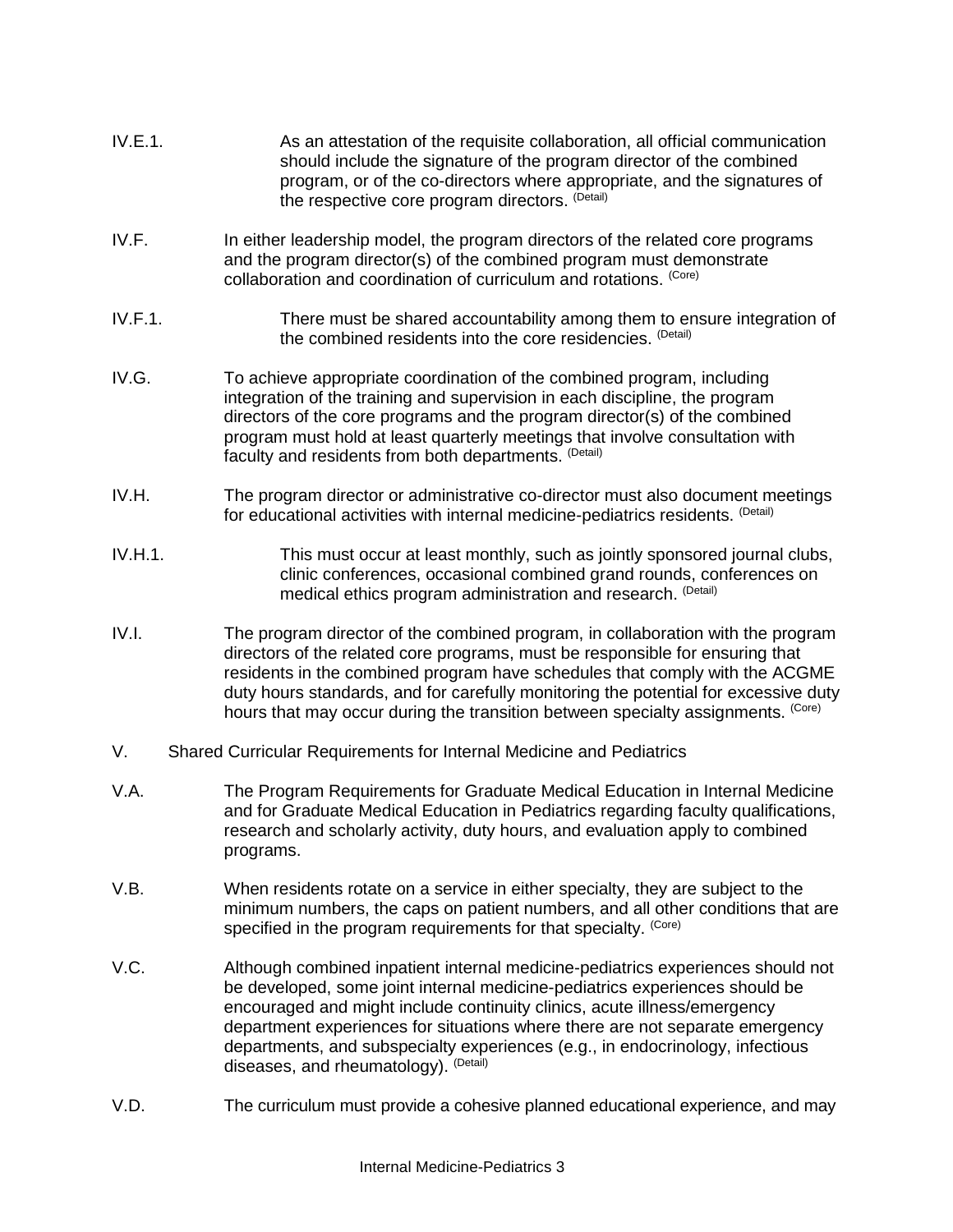IV.E.1. As an attestation of the requisite collaboration, all official communication should include the signature of the program director of the combined program, or of the co-directors where appropriate, and the signatures of the respective core program directors. (Detail)

IV.F. In either leadership model, the program directors of the related core programs and the program director(s) of the combined program must demonstrate collaboration and coordination of curriculum and rotations. (Core)

IV.F.1. There must be shared accountability among them to ensure integration of the combined residents into the core residencies. (Detail)

IV.G. To achieve appropriate coordination of the combined program, including integration of the training and supervision in each discipline, the program directors of the core programs and the program director(s) of the combined program must hold at least quarterly meetings that involve consultation with faculty and residents from both departments. (Detail)

IV.H. The program director or administrative co-director must also document meetings for educational activities with internal medicine-pediatrics residents. (Detail)

IV.H.1. This must occur at least monthly, such as jointly sponsored journal clubs, clinic conferences, occasional combined grand rounds, conferences on medical ethics program administration and research. (Detail)

IV.I. The program director of the combined program, in collaboration with the program directors of the related core programs, must be responsible for ensuring that residents in the combined program have schedules that comply with the ACGME duty hours standards, and for carefully monitoring the potential for excessive duty hours that may occur during the transition between specialty assignments. (Core)

## V. Shared Curricular Requirements for Internal Medicine and Pediatrics

V.A. The Program Requirements for Graduate Medical Education in Internal Medicine and for Graduate Medical Education in Pediatrics regarding faculty qualifications, research and scholarly activity, duty hours, and evaluation apply to combined programs.

V.B. When residents rotate on a service in either specialty, they are subject to the minimum numbers, the caps on patient numbers, and all other conditions that are specified in the program requirements for that specialty. (Core)

V.C. Although combined inpatient internal medicine-pediatrics experiences should not be developed, some joint internal medicine-pediatrics experiences should be encouraged and might include continuity clinics, acute illness/emergency department experiences for situations where there are not separate emergency departments, and subspecialty experiences (e.g., in endocrinology, infectious diseases, and rheumatology). (Detail)

V.D. The curriculum must provide a cohesive planned educational experience, and may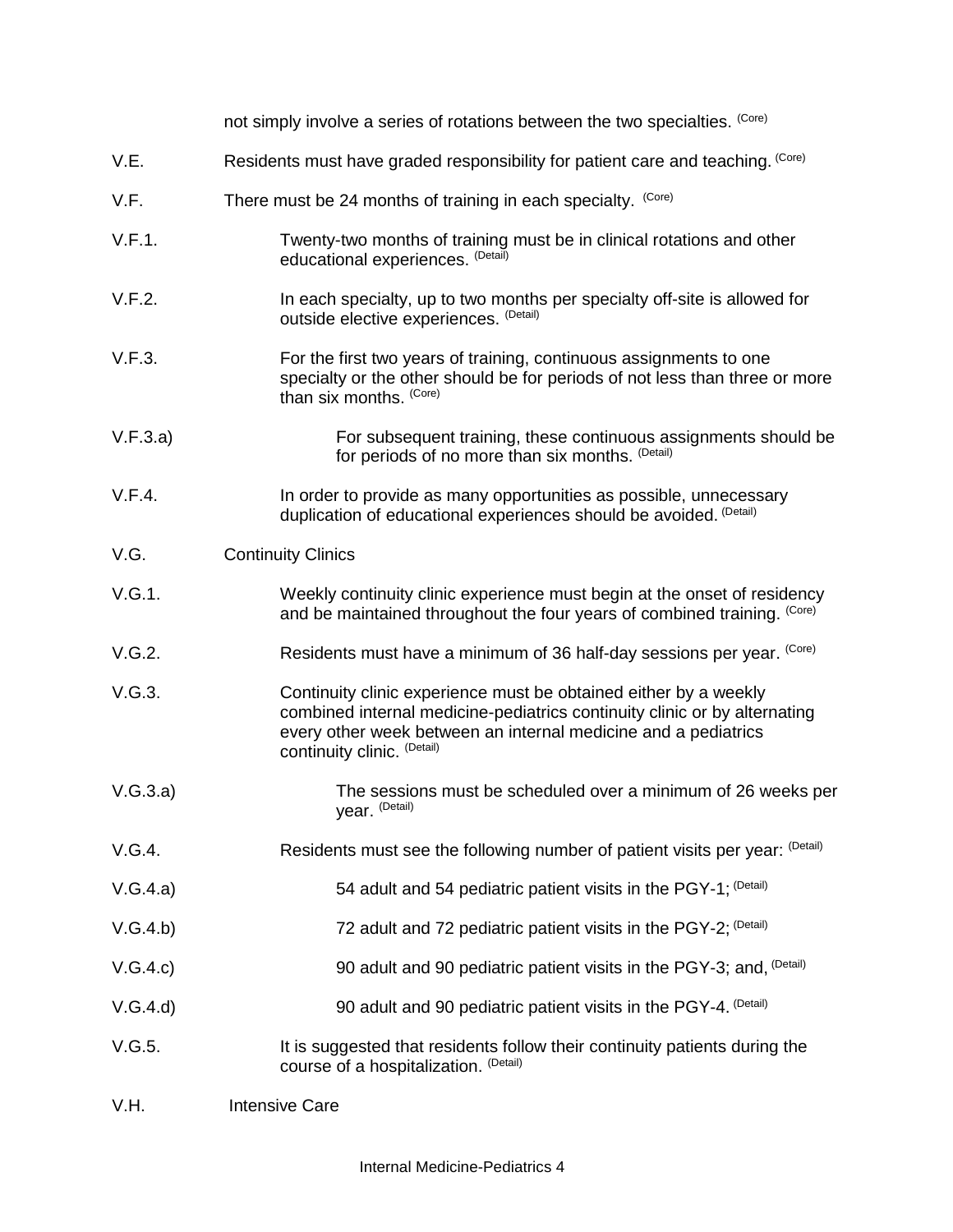not simply involve a series of rotations between the two specialties. (Core)

V.E. Residents must have graded responsibility for patient care and teaching. (Core)

V.F. There must be 24 months of training in each specialty. (Core)

V.F.1. Twenty-two months of training must be in clinical rotations and other educational experiences. (Detail)

V.F.2. In each specialty, up to two months per specialty off-site is allowed for outside elective experiences. (Detail)

V.F.3. For the first two years of training, continuous assignments to one specialty or the other should be for periods of not less than three or more than six months. (Core)

V.F.3.a) For subsequent training, these continuous assignments should be for periods of no more than six months. (Detail)

V.F.4. In order to provide as many opportunities as possible, unnecessary duplication of educational experiences should be avoided. (Detail)

V.G. Continuity Clinics

V.G.1. Weekly continuity clinic experience must begin at the onset of residency and be maintained throughout the four years of combined training. (Core)

V.G.2. Residents must have a minimum of 36 half-day sessions per year. (Core)

V.G.3. Continuity clinic experience must be obtained either by a weekly combined internal medicine-pediatrics continuity clinic or by alternating every other week between an internal medicine and a pediatrics continuity clinic. (Detail)

V.G.3.a) The sessions must be scheduled over a minimum of 26 weeks per year. (Detail)

V.G.4. Residents must see the following number of patient visits per year: (Detail)

V.G.4.a) 54 adult and 54 pediatric patient visits in the PGY-1; (Detail)

V.G.4.b) 72 adult and 72 pediatric patient visits in the PGY-2; (Detail)

V.G.4.c) 90 adult and 90 pediatric patient visits in the PGY-3; and, (Detail)

V.G.4.d) 90 adult and 90 pediatric patient visits in the PGY-4. (Detail)

V.G.5. It is suggested that residents follow their continuity patients during the course of a hospitalization. (Detail)

V.H. Intensive Care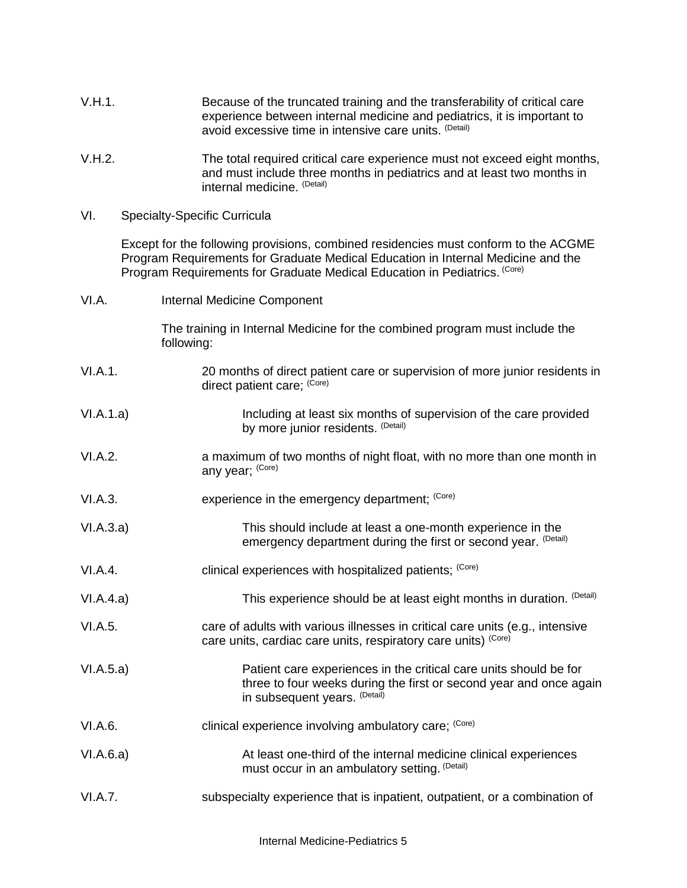V.H.1. Because of the truncated training and the transferability of critical care experience between internal medicine and pediatrics, it is important to avoid excessive time in intensive care units. (Detail)

V.H.2. The total required critical care experience must not exceed eight months, and must include three months in pediatrics and at least two months in internal medicine. (Detail)

VI. Specialty-Specific Curricula

Except for the following provisions, combined residencies must conform to the ACGME Program Requirements for Graduate Medical Education in Internal Medicine and the Program Requirements for Graduate Medical Education in Pediatrics. (Core)

VI.A. Internal Medicine Component

The training in Internal Medicine for the combined program must include the following:

VI.A.1. 20 months of direct patient care or supervision of more junior residents in direct patient care; (Core)

VI.A.1.a) Including at least six months of supervision of the care provided by more junior residents. (Detail)

VI.A.2. a maximum of two months of night float, with no more than one month in any year; (Core)

VI.A.3. experience in the emergency department; (Core)

VI.A.3.a) This should include at least a one-month experience in the emergency department during the first or second year. (Detail)

VI.A.4. clinical experiences with hospitalized patients; (Core)

VI.A.4.a) This experience should be at least eight months in duration. (Detail)

VI.A.5. care of adults with various illnesses in critical care units (e.g., intensive care units, cardiac care units, respiratory care units) (Core)

VI.A.5.a) Patient care experiences in the critical care units should be for three to four weeks during the first or second year and once again in subsequent years. (Detail)

VI.A.6. clinical experience involving ambulatory care; (Core)

VI.A.6.a) At least one-third of the internal medicine clinical experiences must occur in an ambulatory setting. (Detail)

VI.A.7. subspecialty experience that is inpatient, outpatient, or a combination of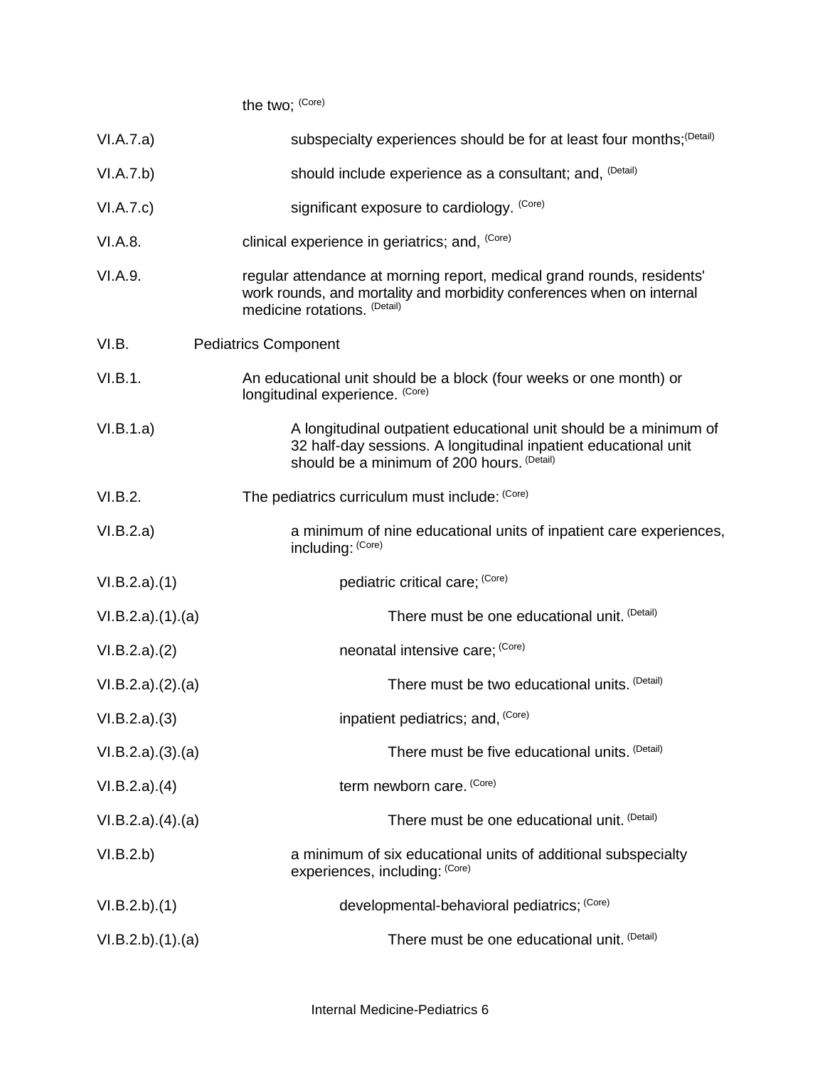the two; (Core)

VI.A.7.a) subspecialty experiences should be for at least four months; (Detail)

VI.A.7.b) should include experience as a consultant; and, (Detail)

VI.A.7.c) significant exposure to cardiology. (Core)

VI.A.8. clinical experience in geriatrics; and, (Core)

VI.A.9. regular attendance at morning report, medical grand rounds, residents' work rounds, and mortality and morbidity conferences when on internal medicine rotations. (Detail)

VI.B. Pediatrics Component

VI.B.1. An educational unit should be a block (four weeks or one month) or longitudinal experience. (Core)

VI.B.1.a) A longitudinal outpatient educational unit should be a minimum of 32 half-day sessions. A longitudinal inpatient educational unit should be a minimum of 200 hours. (Detail)

VI.B.2. The pediatrics curriculum must include: (Core)

VI.B.2.a) a minimum of nine educational units of inpatient care experiences, including: (Core)

VI.B.2.a).(1) pediatric critical care; (Core)

VI.B.2.a).(1).(a) There must be one educational unit. (Detail)

VI.B.2.a).(2) neonatal intensive care; (Core)

VI.B.2.a).(2).(a) There must be two educational units. (Detail)

VI.B.2.a).(3) inpatient pediatrics; and, (Core)

VI.B.2.a).(3).(a) There must be five educational units. (Detail)

VI.B.2.a).(4) term newborn care. (Core)

VI.B.2.a).(4).(a) There must be one educational unit. (Detail)

VI.B.2.b) a minimum of six educational units of additional subspecialty experiences, including: (Core)

VI.B.2.b).(1) developmental-behavioral pediatrics; (Core)

VI.B.2.b).(1).(a) There must be one educational unit. (Detail)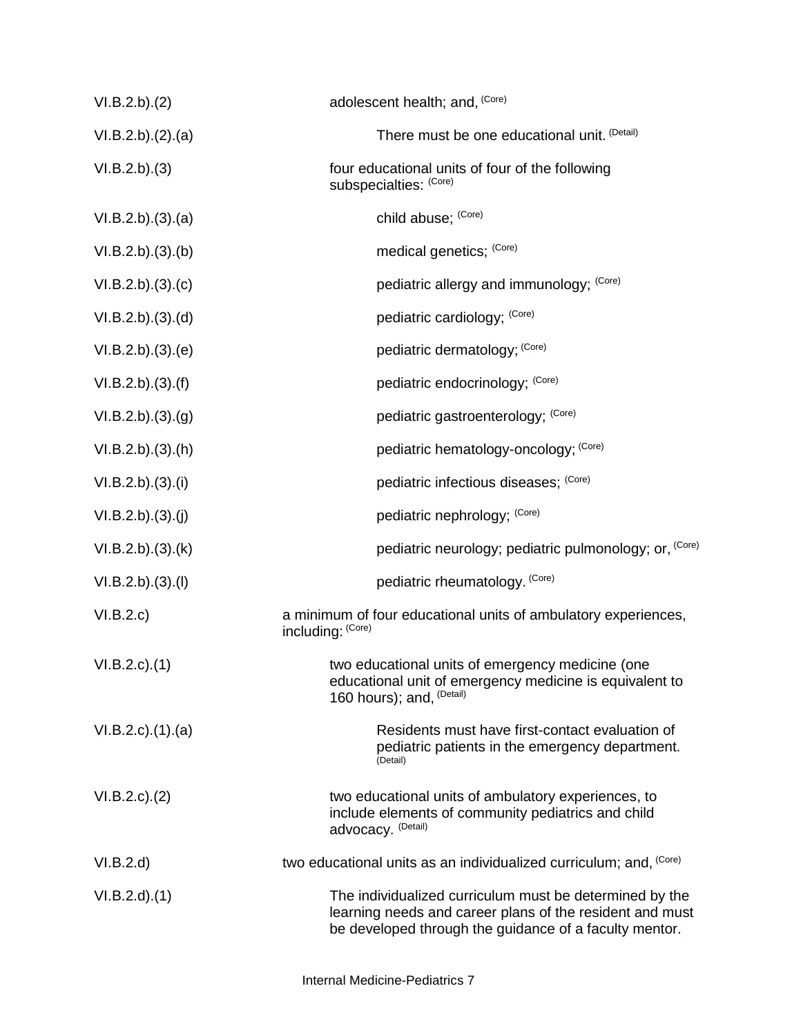| | |
|---|---|
| VI.B.2.b).(2) | adolescent health; and, (Core) |
| VI.B.2.b).(2).(a) | There must be one educational unit. (Detail) |
| VI.B.2.b).(3) | four educational units of four of the following subspecialties: (Core) |
| VI.B.2.b).(3).(a) | child abuse; (Core) |
| VI.B.2.b).(3).(b) | medical genetics; (Core) |
| VI.B.2.b).(3).(c) | pediatric allergy and immunology; (Core) |
| VI.B.2.b).(3).(d) | pediatric cardiology; (Core) |
| VI.B.2.b).(3).(e) | pediatric dermatology; (Core) |
| VI.B.2.b).(3).(f) | pediatric endocrinology; (Core) |
| VI.B.2.b).(3).(g) | pediatric gastroenterology; (Core) |
| VI.B.2.b).(3).(h) | pediatric hematology-oncology; (Core) |
| VI.B.2.b).(3).(i) | pediatric infectious diseases; (Core) |
| VI.B.2.b).(3).(j) | pediatric nephrology; (Core) |
| VI.B.2.b).(3).(k) | pediatric neurology; pediatric pulmonology; or, (Core) |
| VI.B.2.b).(3).(l) | pediatric rheumatology. (Core) |
| VI.B.2.c) | a minimum of four educational units of ambulatory experiences, including: (Core) |
| VI.B.2.c).(1) | two educational units of emergency medicine (one educational unit of emergency medicine is equivalent to 160 hours); and, (Detail) |
| VI.B.2.c).(1).(a) | Residents must have first-contact evaluation of pediatric patients in the emergency department. (Detail) |
| VI.B.2.c).(2) | two educational units of ambulatory experiences, to include elements of community pediatrics and child advocacy. (Detail) |
| VI.B.2.d) | two educational units as an individualized curriculum; and, (Core) |
| VI.B.2.d).(1) | The individualized curriculum must be determined by the learning needs and career plans of the resident and must be developed through the guidance of a faculty mentor. |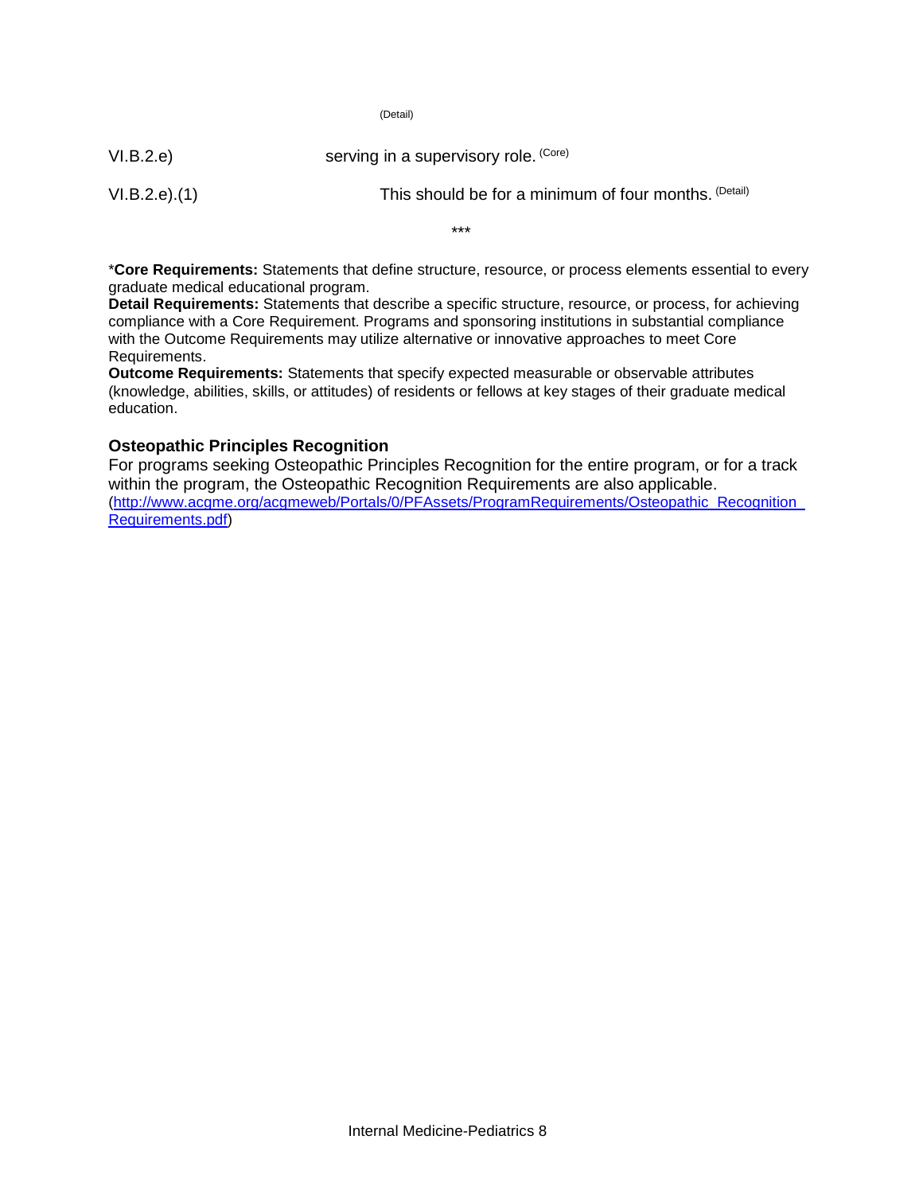(Detail)

VI.B.2.e) serving in a supervisory role. (Core)

VI.B.2.e).(1) This should be for a minimum of four months. (Detail)

***

*__Core Requirements:__ Statements that define structure, resource, or process elements essential to every graduate medical educational program.
**Detail Requirements:** Statements that describe a specific structure, resource, or process, for achieving compliance with a Core Requirement. Programs and sponsoring institutions in substantial compliance with the Outcome Requirements may utilize alternative or innovative approaches to meet Core Requirements.
**Outcome Requirements:** Statements that specify expected measurable or observable attributes (knowledge, abilities, skills, or attitudes) of residents or fellows at key stages of their graduate medical education.

**Osteopathic Principles Recognition**

For programs seeking Osteopathic Principles Recognition for the entire program, or for a track within the program, the Osteopathic Recognition Requirements are also applicable. (http://www.acgme.org/acgmeweb/Portals/0/PFAssets/ProgramRequirements/Osteopathic_Recognition_Requirements.pdf)